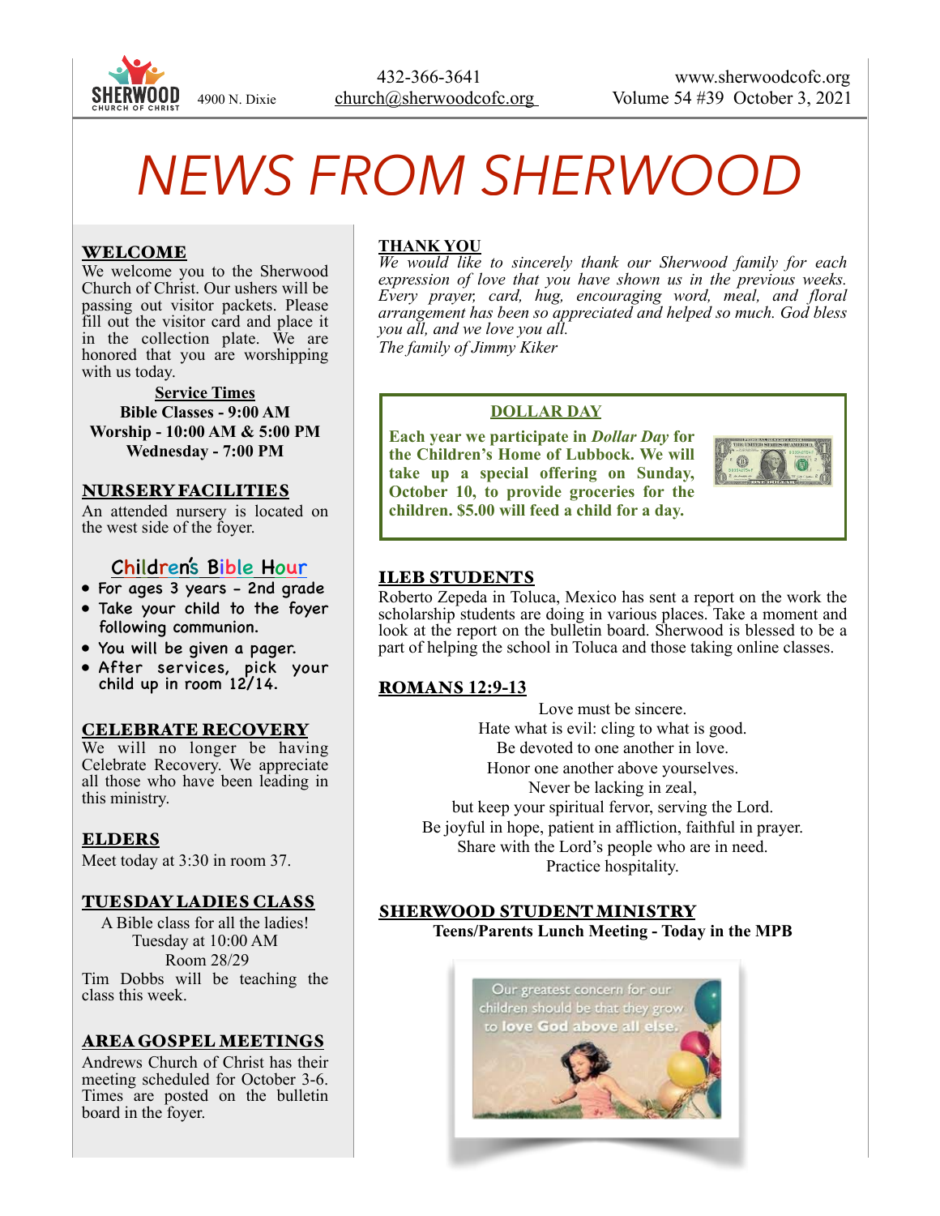SHERWOOD CHURCH OF CHRIST

4900 N. Dixie

432-366-3641
church@sherwoodcofc.org

www.sherwoodcofc.org
Volume 54 #39 October 3, 2021

# NEWS FROM SHERWOOD

## WELCOME

We welcome you to the Sherwood Church of Christ. Our ushers will be passing out visitor packets. Please fill out the visitor card and place it in the collection plate. We are honored that you are worshipping with us today.

**Service Times**
**Bible Classes - 9:00 AM**
**Worship - 10:00 AM & 5:00 PM**
**Wednesday - 7:00 PM**

## NURSERY FACILITIES

An attended nursery is located on the west side of the foyer.

## Children's Bible Hour

- For ages 3 years - 2nd grade
- Take your child to the foyer following communion.
- You will be given a pager.
- After services, pick your child up in room 12/14.

## CELEBRATE RECOVERY

We will no longer be having Celebrate Recovery. We appreciate all those who have been leading in this ministry.

## ELDERS

Meet today at 3:30 in room 37.

## TUESDAY LADIES CLASS

A Bible class for all the ladies!
Tuesday at 10:00 AM
Room 28/29
Tim Dobbs will be teaching the class this week.

## AREA GOSPEL MEETINGS

Andrews Church of Christ has their meeting scheduled for October 3-6. Times are posted on the bulletin board in the foyer.

## THANK YOU

*We would like to sincerely thank our Sherwood family for each expression of love that you have shown us in the previous weeks. Every prayer, card, hug, encouraging word, meal, and floral arrangement has been so appreciated and helped so much. God bless you all, and we love you all.*
*The family of Jimmy Kiker*

## DOLLAR DAY

**Each year we participate in *Dollar Day* for the Children's Home of Lubbock. We will take up a special offering on Sunday, October 10, to provide groceries for the children. $5.00 will feed a child for a day.**

## ILEB STUDENTS

Roberto Zepeda in Toluca, Mexico has sent a report on the work the scholarship students are doing in various places. Take a moment and look at the report on the bulletin board. Sherwood is blessed to be a part of helping the school in Toluca and those taking online classes.

## ROMANS 12:9-13

Love must be sincere.
Hate what is evil: cling to what is good.
Be devoted to one another in love.
Honor one another above yourselves.
Never be lacking in zeal,
but keep your spiritual fervor, serving the Lord.
Be joyful in hope, patient in affliction, faithful in prayer.
Share with the Lord's people who are in need.
Practice hospitality.

## SHERWOOD STUDENT MINISTRY

**Teens/Parents Lunch Meeting - Today in the MPB**

Our greatest concern for our children should be that they grow to **love God above all else.**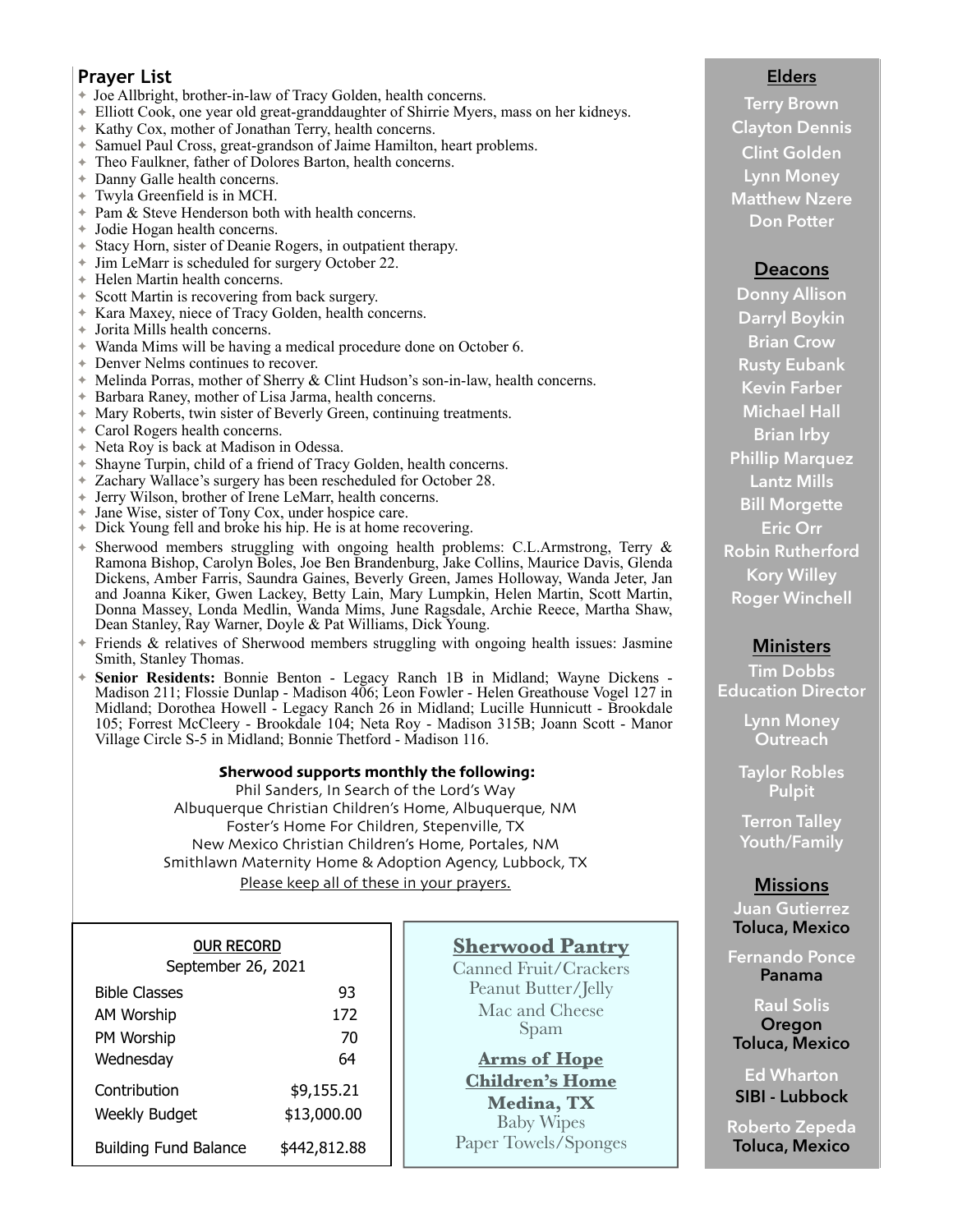## Prayer List

- Joe Allbright, brother-in-law of Tracy Golden, health concerns.
- Elliott Cook, one year old great-granddaughter of Shirrie Myers, mass on her kidneys.
- Kathy Cox, mother of Jonathan Terry, health concerns.
- Samuel Paul Cross, great-grandson of Jaime Hamilton, heart problems.
- Theo Faulkner, father of Dolores Barton, health concerns.
- Danny Galle health concerns.
- Twyla Greenfield is in MCH.
- Pam & Steve Henderson both with health concerns.
- Jodie Hogan health concerns.
- Stacy Horn, sister of Deanie Rogers, in outpatient therapy.
- Jim LeMarr is scheduled for surgery October 22.
- Helen Martin health concerns.
- Scott Martin is recovering from back surgery.
- Kara Maxey, niece of Tracy Golden, health concerns.
- Jorita Mills health concerns.
- Wanda Mims will be having a medical procedure done on October 6.
- Denver Nelms continues to recover.
- Melinda Porras, mother of Sherry & Clint Hudson's son-in-law, health concerns.
- Barbara Raney, mother of Lisa Jarma, health concerns.
- Mary Roberts, twin sister of Beverly Green, continuing treatments.
- Carol Rogers health concerns.
- Neta Roy is back at Madison in Odessa.
- Shayne Turpin, child of a friend of Tracy Golden, health concerns.
- Zachary Wallace's surgery has been rescheduled for October 28.
- Jerry Wilson, brother of Irene LeMarr, health concerns.
- Jane Wise, sister of Tony Cox, under hospice care.
- Dick Young fell and broke his hip. He is at home recovering.
- Sherwood members struggling with ongoing health problems: C.L.Armstrong, Terry & Ramona Bishop, Carolyn Boles, Joe Ben Brandenburg, Jake Collins, Maurice Davis, Glenda Dickens, Amber Farris, Saundra Gaines, Beverly Green, James Holloway, Wanda Jeter, Jan and Joanna Kiker, Gwen Lackey, Betty Lain, Mary Lumpkin, Helen Martin, Scott Martin, Donna Massey, Londa Medlin, Wanda Mims, June Ragsdale, Archie Reece, Martha Shaw, Dean Stanley, Ray Warner, Doyle & Pat Williams, Dick Young.
- Friends & relatives of Sherwood members struggling with ongoing health issues: Jasmine Smith, Stanley Thomas.
- **Senior Residents:** Bonnie Benton - Legacy Ranch 1B in Midland; Wayne Dickens - Madison 211; Flossie Dunlap - Madison 406; Leon Fowler - Helen Greathouse Vogel 127 in Midland; Dorothea Howell - Legacy Ranch 26 in Midland; Lucille Hunnicutt - Brookdale 105; Forrest McCleery - Brookdale 104; Neta Roy - Madison 315B; Joann Scott - Manor Village Circle S-5 in Midland; Bonnie Thetford - Madison 116.

**Sherwood supports monthly the following:**

Phil Sanders, In Search of the Lord's Way
Albuquerque Christian Children's Home, Albuquerque, NM
Foster's Home For Children, Stepenville, TX
New Mexico Christian Children's Home, Portales, NM
Smithlawn Maternity Home & Adoption Agency, Lubbock, TX

Please keep all of these in your prayers.

### OUR RECORD

September 26, 2021

| | |
|---|---|
| Bible Classes | 93 |
| AM Worship | 172 |
| PM Worship | 70 |
| Wednesday | 64 |
| Contribution | $9,155.21 |
| Weekly Budget | $13,000.00 |
| Building Fund Balance | $442,812.88 |

### Sherwood Pantry

Canned Fruit/Crackers
Peanut Butter/Jelly
Mac and Cheese
Spam

**Arms of Hope Children's Home**
**Medina, TX**

Baby Wipes
Paper Towels/Sponges

### Elders

Terry Brown
Clayton Dennis
Clint Golden
Lynn Money
Matthew Nzere
Don Potter

### Deacons

Donny Allison
Darryl Boykin
Brian Crow
Rusty Eubank
Kevin Farber
Michael Hall
Brian Irby
Phillip Marquez
Lantz Mills
Bill Morgette
Eric Orr
Robin Rutherford
Kory Willey
Roger Winchell

### Ministers

Tim Dobbs
Education Director

Lynn Money
Outreach

Taylor Robles
Pulpit

Terron Talley
Youth/Family

### Missions

Juan Gutierrez
Toluca, Mexico

Fernando Ponce
Panama

Raul Solis
Oregon
Toluca, Mexico

Ed Wharton
SIBI - Lubbock

Roberto Zepeda
Toluca, Mexico